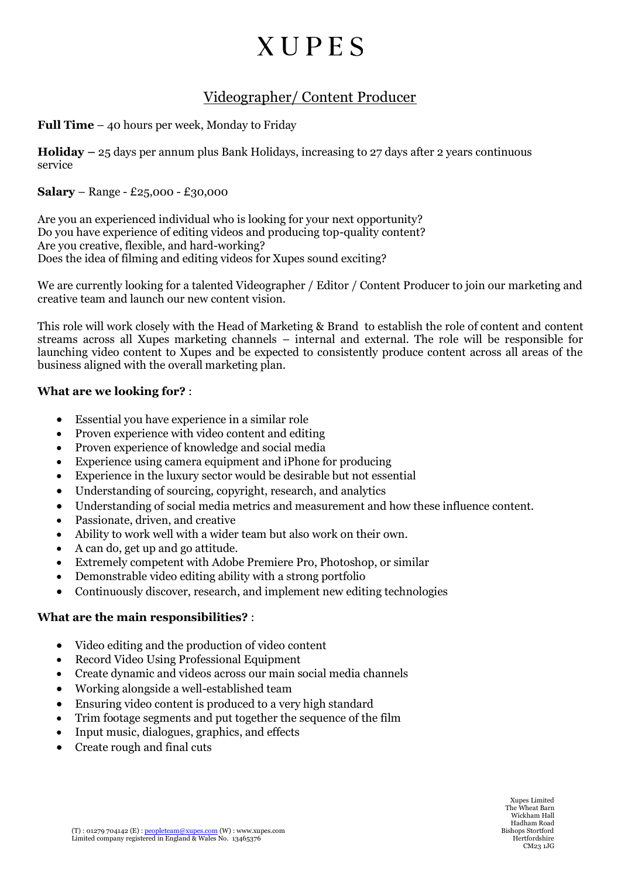# XUPES

## Videographer/ Content Producer

**Full Time** – 40 hours per week, Monday to Friday

**Holiday –** 25 days per annum plus Bank Holidays, increasing to 27 days after 2 years continuous service

**Salary** – Range - £25,000 - £30,000

Are you an experienced individual who is looking for your next opportunity?
Do you have experience of editing videos and producing top-quality content?
Are you creative, flexible, and hard-working?
Does the idea of filming and editing videos for Xupes sound exciting?

We are currently looking for a talented Videographer / Editor / Content Producer to join our marketing and creative team and launch our new content vision.

This role will work closely with the Head of Marketing & Brand to establish the role of content and content streams across all Xupes marketing channels – internal and external. The role will be responsible for launching video content to Xupes and be expected to consistently produce content across all areas of the business aligned with the overall marketing plan.

**What are we looking for?** :

- Essential you have experience in a similar role
- Proven experience with video content and editing
- Proven experience of knowledge and social media
- Experience using camera equipment and iPhone for producing
- Experience in the luxury sector would be desirable but not essential
- Understanding of sourcing, copyright, research, and analytics
- Understanding of social media metrics and measurement and how these influence content.
- Passionate, driven, and creative
- Ability to work well with a wider team but also work on their own.
- A can do, get up and go attitude.
- Extremely competent with Adobe Premiere Pro, Photoshop, or similar
- Demonstrable video editing ability with a strong portfolio
- Continuously discover, research, and implement new editing technologies

**What are the main responsibilities?** :

- Video editing and the production of video content
- Record Video Using Professional Equipment
- Create dynamic and videos across our main social media channels
- Working alongside a well-established team
- Ensuring video content is produced to a very high standard
- Trim footage segments and put together the sequence of the film
- Input music, dialogues, graphics, and effects
- Create rough and final cuts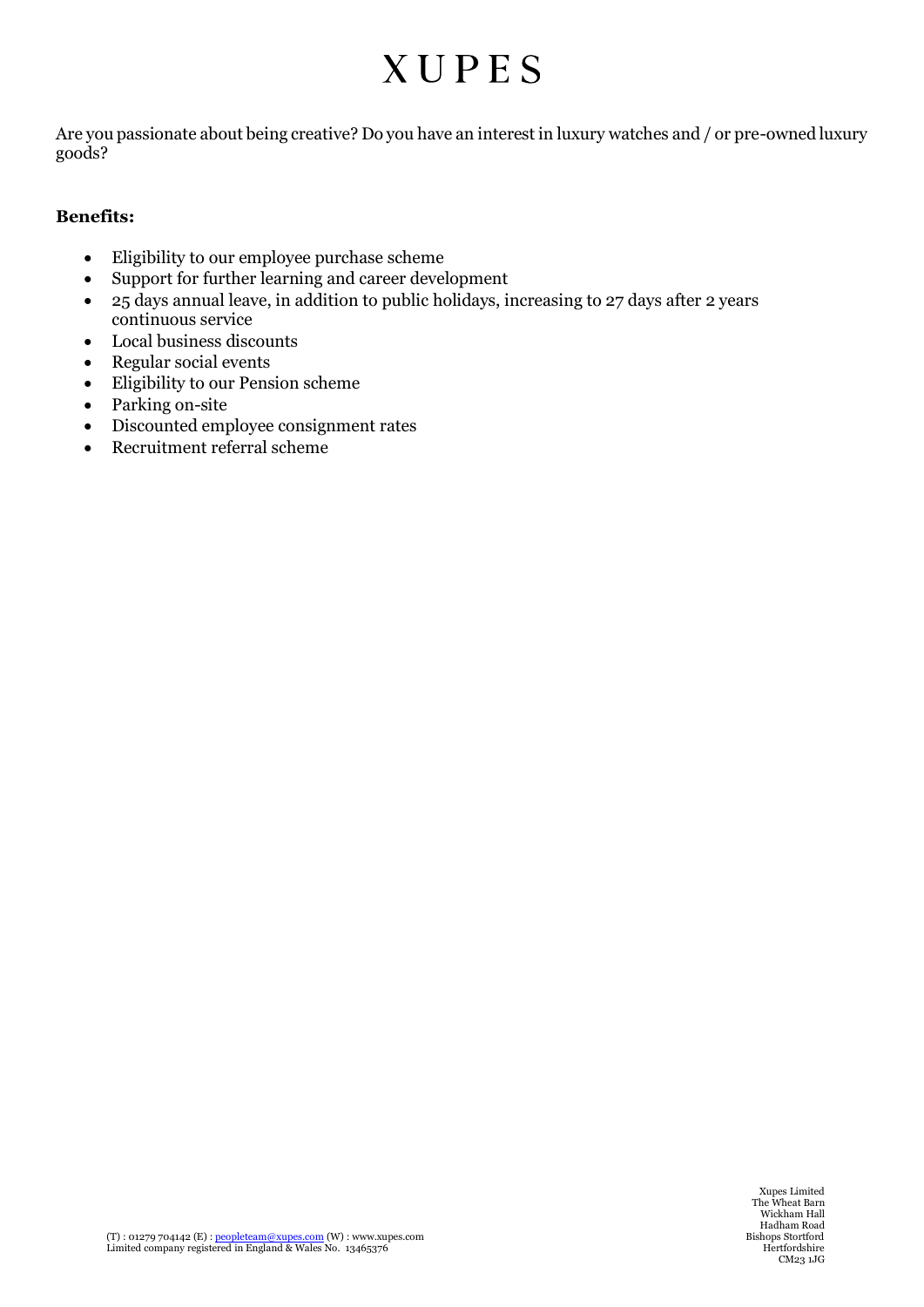# XUPES

Are you passionate about being creative? Do you have an interest in luxury watches and / or pre-owned luxury goods?

**Benefits:**

- Eligibility to our employee purchase scheme
- Support for further learning and career development
- 25 days annual leave, in addition to public holidays, increasing to 27 days after 2 years continuous service
- Local business discounts
- Regular social events
- Eligibility to our Pension scheme
- Parking on-site
- Discounted employee consignment rates
- Recruitment referral scheme

(T) : 01279 704142 (E) : peopleteam@xupes.com (W) : www.xupes.com
Limited company registered in England & Wales No. 13465376

Xupes Limited
The Wheat Barn
Wickham Hall
Hadham Road
Bishops Stortford
Hertfordshire
CM23 1JG